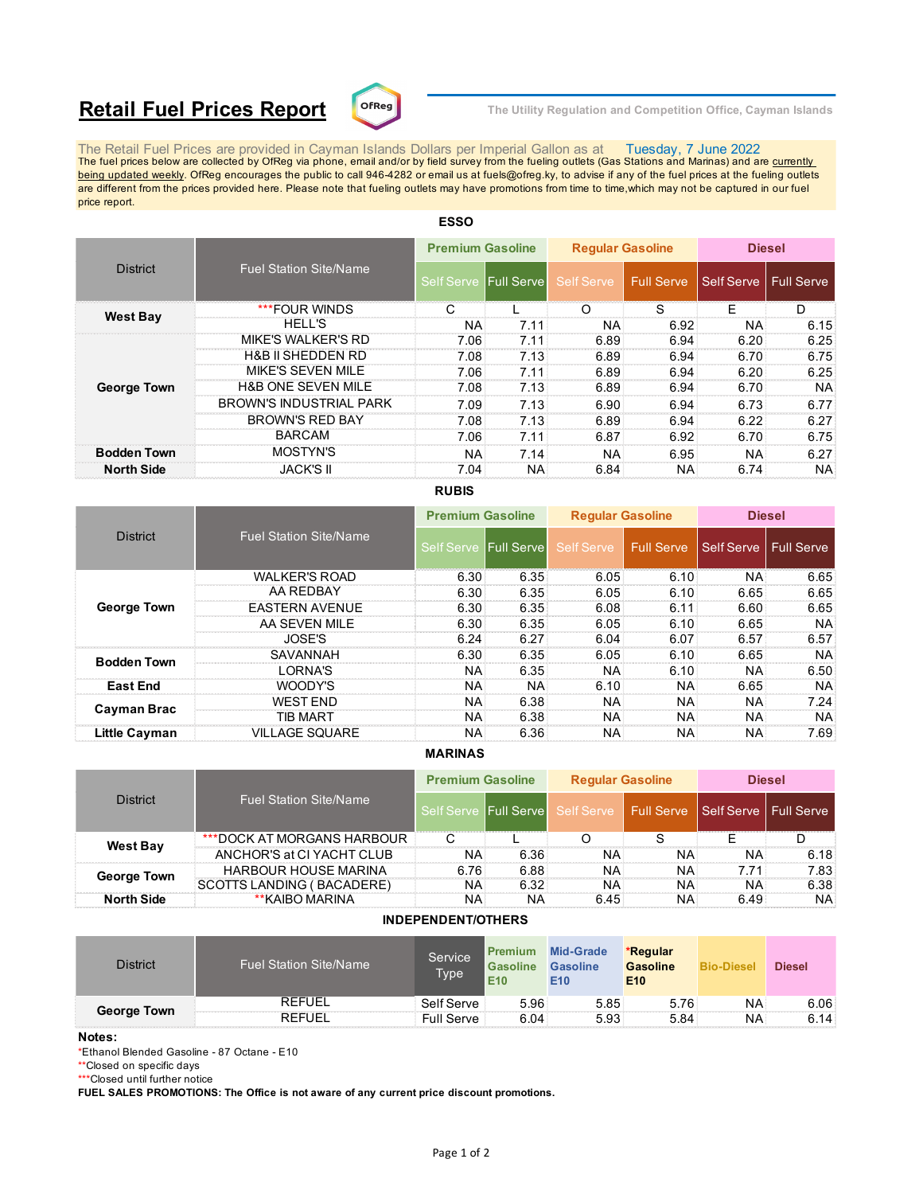# Retail Fuel Prices Report

The Utility Regulation and Competition Office, Cayman Islands

The Retail Fuel Prices are provided in Cayman Islands Dollars per Imperial Gallon as at Tuesday, 7 June 2022

The fuel prices below are collected by OfReg via phone, email and/or by field survey from the fueling outlets (Gas Stations and Marinas) and are currently being updated weekly. OfReg encourages the public to call 946-4282 or email us at fuels@ofreg.ky, to advise if any of the fuel prices at the fueling outlets are different from the prices provided here. Please note that fueling outlets may have promotions from time to time,which may not be captured in our fuel price report.

## ESSO

| District | Fuel Station Site/Name | Premium Gasoline | | Regular Gasoline | | Diesel | |
|---|---|---|---|---|---|---|---|
| | | Self Serve | Full Serve | Self Serve | Full Serve | Self Serve | Full Serve |
| West Bay | ***FOUR WINDS | C | L | O | S | E | D |
| | HELL'S | NA | 7.11 | NA | 6.92 | NA | 6.15 |
| George Town | MIKE'S WALKER'S RD | 7.06 | 7.11 | 6.89 | 6.94 | 6.20 | 6.25 |
| | H&B II SHEDDEN RD | 7.08 | 7.13 | 6.89 | 6.94 | 6.70 | 6.75 |
| | MIKE'S SEVEN MILE | 7.06 | 7.11 | 6.89 | 6.94 | 6.20 | 6.25 |
| | H&B ONE SEVEN MILE | 7.08 | 7.13 | 6.89 | 6.94 | 6.70 | NA |
| | BROWN'S INDUSTRIAL PARK | 7.09 | 7.13 | 6.90 | 6.94 | 6.73 | 6.77 |
| | BROWN'S RED BAY | 7.08 | 7.13 | 6.89 | 6.94 | 6.22 | 6.27 |
| | BARCAM | 7.06 | 7.11 | 6.87 | 6.92 | 6.70 | 6.75 |
| Bodden Town | MOSTYN'S | NA | 7.14 | NA | 6.95 | NA | 6.27 |
| North Side | JACK'S II | 7.04 | NA | 6.84 | NA | 6.74 | NA |

## RUBIS

| District | Fuel Station Site/Name | Premium Gasoline | | Regular Gasoline | | Diesel | |
|---|---|---|---|---|---|---|---|
| | | Self Serve | Full Serve | Self Serve | Full Serve | Self Serve | Full Serve |
| George Town | WALKER'S ROAD | 6.30 | 6.35 | 6.05 | 6.10 | NA | 6.65 |
| | AA REDBAY | 6.30 | 6.35 | 6.05 | 6.10 | 6.65 | 6.65 |
| | EASTERN AVENUE | 6.30 | 6.35 | 6.08 | 6.11 | 6.60 | 6.65 |
| | AA SEVEN MILE | 6.30 | 6.35 | 6.05 | 6.10 | 6.65 | NA |
| | JOSE'S | 6.24 | 6.27 | 6.04 | 6.07 | 6.57 | 6.57 |
| Bodden Town | SAVANNAH | 6.30 | 6.35 | 6.05 | 6.10 | 6.65 | NA |
| | LORNA'S | NA | 6.35 | NA | 6.10 | NA | 6.50 |
| East End | WOODY'S | NA | NA | 6.10 | NA | 6.65 | NA |
| Cayman Brac | WEST END | NA | 6.38 | NA | NA | NA | 7.24 |
| | TIB MART | NA | 6.38 | NA | NA | NA | NA |
| Little Cayman | VILLAGE SQUARE | NA | 6.36 | NA | NA | NA | 7.69 |

## MARINAS

| District | Fuel Station Site/Name | Premium Gasoline | | Regular Gasoline | | Diesel | |
|---|---|---|---|---|---|---|---|
| | | Self Serve | Full Serve | Self Serve | Full Serve | Self Serve | Full Serve |
| West Bay | ***DOCK AT MORGANS HARBOUR | C | L | O | S | E | D |
| | ANCHOR'S at CI YACHT CLUB | NA | 6.36 | NA | NA | NA | 6.18 |
| George Town | HARBOUR HOUSE MARINA | 6.76 | 6.88 | NA | NA | 7.71 | 7.83 |
| | SCOTTS LANDING ( BACADERE) | NA | 6.32 | NA | NA | NA | 6.38 |
| North Side | **KAIBO MARINA | NA | NA | 6.45 | NA | 6.49 | NA |

## INDEPENDENT/OTHERS

| District | Fuel Station Site/Name | Service Type | Premium Gasoline E10 | Mid-Grade Gasoline E10 | *Regular Gasoline E10 | Bio-Diesel | Diesel |
|---|---|---|---|---|---|---|---|
| George Town | REFUEL | Self Serve | 5.96 | 5.85 | 5.76 | NA | 6.06 |
| | REFUEL | Full Serve | 6.04 | 5.93 | 5.84 | NA | 6.14 |

**Notes:**

*Ethanol Blended Gasoline - 87 Octane - E10

**Closed on specific days

***Closed until further notice

**FUEL SALES PROMOTIONS: The Office is not aware of any current price discount promotions.**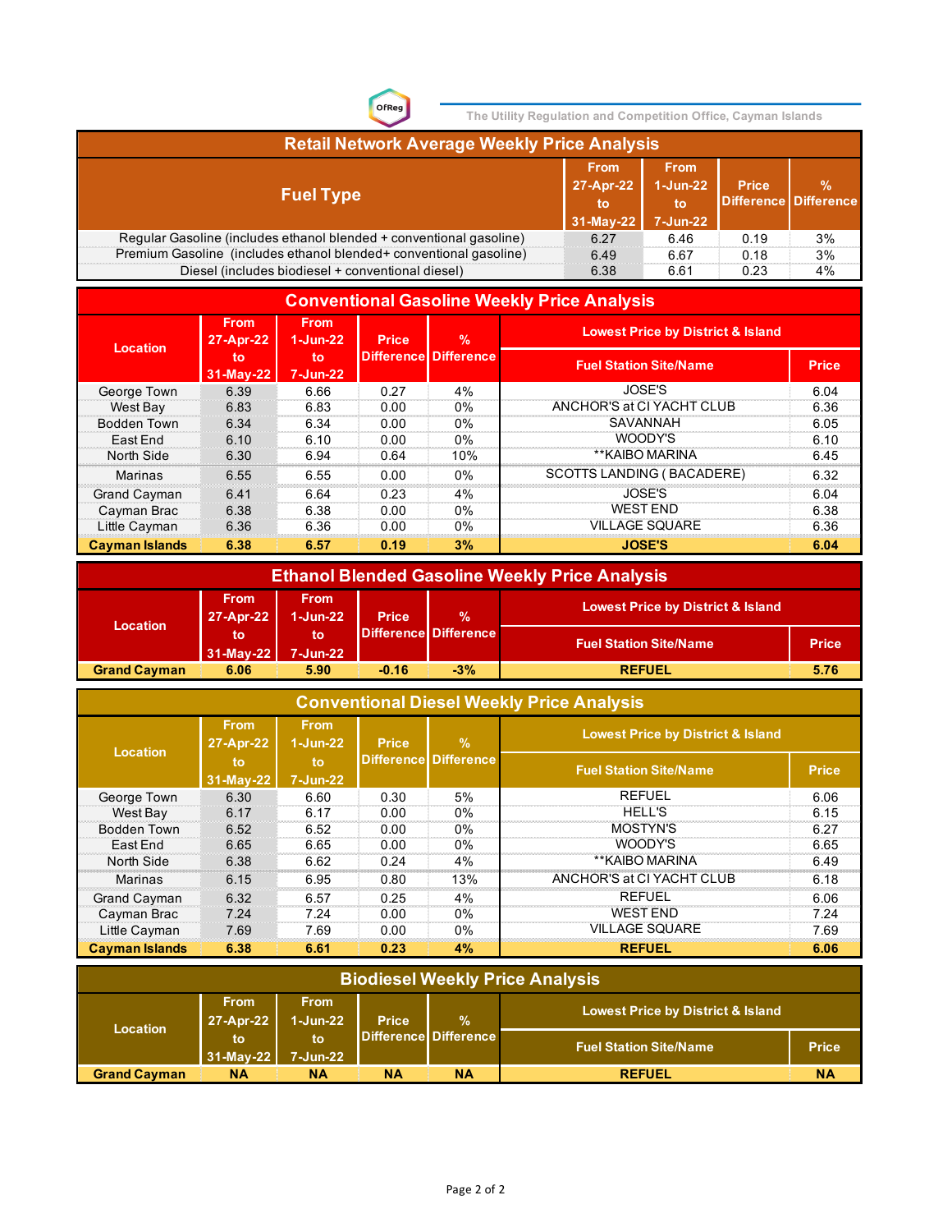The Utility Regulation and Competition Office, Cayman Islands

## Retail Network Average Weekly Price Analysis

| Fuel Type | From 27-Apr-22 to 31-May-22 | From 1-Jun-22 to 7-Jun-22 | Price Difference | % Difference |
|---|---|---|---|---|
| Regular Gasoline (includes ethanol blended + conventional gasoline) | 6.27 | 6.46 | 0.19 | 3% |
| Premium Gasoline (includes ethanol blended+ conventional gasoline) | 6.49 | 6.67 | 0.18 | 3% |
| Diesel (includes biodiesel + conventional diesel) | 6.38 | 6.61 | 0.23 | 4% |

## Conventional Gasoline Weekly Price Analysis

| Location | From 27-Apr-22 to 31-May-22 | From 1-Jun-22 to 7-Jun-22 | Price Difference | % Difference | Lowest Price by District & Island | |
|---|---|---|---|---|---|---|
| | | | | | Fuel Station Site/Name | Price |
| George Town | 6.39 | 6.66 | 0.27 | 4% | JOSE'S | 6.04 |
| West Bay | 6.83 | 6.83 | 0.00 | 0% | ANCHOR'S at CI YACHT CLUB | 6.36 |
| Bodden Town | 6.34 | 6.34 | 0.00 | 0% | SAVANNAH | 6.05 |
| East End | 6.10 | 6.10 | 0.00 | 0% | WOODY'S | 6.10 |
| North Side | 6.30 | 6.94 | 0.64 | 10% | **KAIBO MARINA | 6.45 |
| Marinas | 6.55 | 6.55 | 0.00 | 0% | SCOTTS LANDING ( BACADERE) | 6.32 |
| Grand Cayman | 6.41 | 6.64 | 0.23 | 4% | JOSE'S | 6.04 |
| Cayman Brac | 6.38 | 6.38 | 0.00 | 0% | WEST END | 6.38 |
| Little Cayman | 6.36 | 6.36 | 0.00 | 0% | VILLAGE SQUARE | 6.36 |
| **Cayman Islands** | **6.38** | **6.57** | **0.19** | **3%** | **JOSE'S** | **6.04** |

## Ethanol Blended Gasoline Weekly Price Analysis

| Location | From 27-Apr-22 to 31-May-22 | From 1-Jun-22 to 7-Jun-22 | Price Difference | % Difference | Lowest Price by District & Island | |
|---|---|---|---|---|---|---|
| | | | | | Fuel Station Site/Name | Price |
| **Grand Cayman** | **6.06** | **5.90** | **-0.16** | **-3%** | **REFUEL** | **5.76** |

## Conventional Diesel Weekly Price Analysis

| Location | From 27-Apr-22 to 31-May-22 | From 1-Jun-22 to 7-Jun-22 | Price Difference | % Difference | Lowest Price by District & Island | |
|---|---|---|---|---|---|---|
| | | | | | Fuel Station Site/Name | Price |
| George Town | 6.30 | 6.60 | 0.30 | 5% | REFUEL | 6.06 |
| West Bay | 6.17 | 6.17 | 0.00 | 0% | HELL'S | 6.15 |
| Bodden Town | 6.52 | 6.52 | 0.00 | 0% | MOSTYN'S | 6.27 |
| East End | 6.65 | 6.65 | 0.00 | 0% | WOODY'S | 6.65 |
| North Side | 6.38 | 6.62 | 0.24 | 4% | **KAIBO MARINA | 6.49 |
| Marinas | 6.15 | 6.95 | 0.80 | 13% | ANCHOR'S at CI YACHT CLUB | 6.18 |
| Grand Cayman | 6.32 | 6.57 | 0.25 | 4% | REFUEL | 6.06 |
| Cayman Brac | 7.24 | 7.24 | 0.00 | 0% | WEST END | 7.24 |
| Little Cayman | 7.69 | 7.69 | 0.00 | 0% | VILLAGE SQUARE | 7.69 |
| **Cayman Islands** | **6.38** | **6.61** | **0.23** | **4%** | **REFUEL** | **6.06** |

## Biodiesel Weekly Price Analysis

| Location | From 27-Apr-22 to 31-May-22 | From 1-Jun-22 to 7-Jun-22 | Price Difference | % Difference | Lowest Price by District & Island | |
|---|---|---|---|---|---|---|
| | | | | | Fuel Station Site/Name | Price |
| **Grand Cayman** | **NA** | **NA** | **NA** | **NA** | **REFUEL** | **NA** |